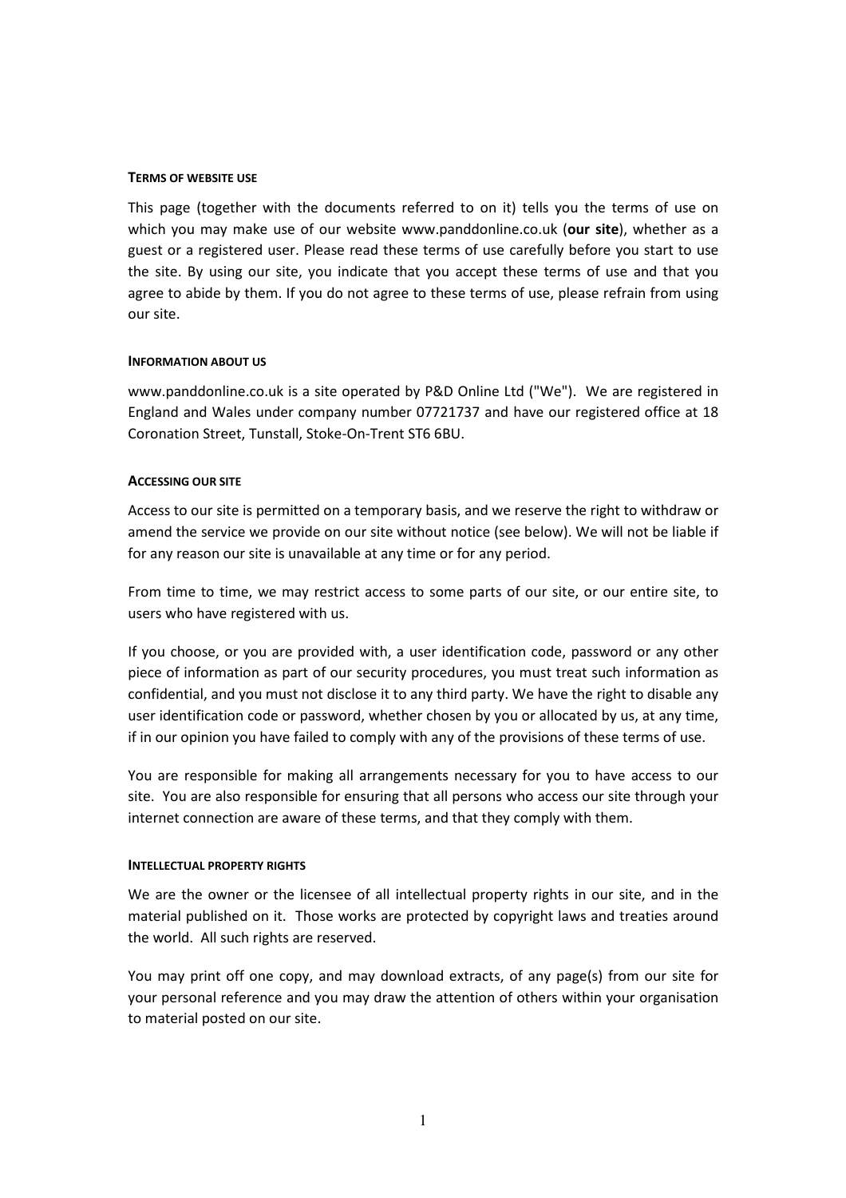**TERMS OF WEBSITE USE**

This page (together with the documents referred to on it) tells you the terms of use on which you may make use of our website www.panddonline.co.uk (**our site**), whether as a guest or a registered user. Please read these terms of use carefully before you start to use the site. By using our site, you indicate that you accept these terms of use and that you agree to abide by them. If you do not agree to these terms of use, please refrain from using our site.

**INFORMATION ABOUT US**

www.panddonline.co.uk is a site operated by P&D Online Ltd ("We"). We are registered in England and Wales under company number 07721737 and have our registered office at 18 Coronation Street, Tunstall, Stoke-On-Trent ST6 6BU.

**ACCESSING OUR SITE**

Access to our site is permitted on a temporary basis, and we reserve the right to withdraw or amend the service we provide on our site without notice (see below). We will not be liable if for any reason our site is unavailable at any time or for any period.

From time to time, we may restrict access to some parts of our site, or our entire site, to users who have registered with us.

If you choose, or you are provided with, a user identification code, password or any other piece of information as part of our security procedures, you must treat such information as confidential, and you must not disclose it to any third party. We have the right to disable any user identification code or password, whether chosen by you or allocated by us, at any time, if in our opinion you have failed to comply with any of the provisions of these terms of use.

You are responsible for making all arrangements necessary for you to have access to our site. You are also responsible for ensuring that all persons who access our site through your internet connection are aware of these terms, and that they comply with them.

**INTELLECTUAL PROPERTY RIGHTS**

We are the owner or the licensee of all intellectual property rights in our site, and in the material published on it. Those works are protected by copyright laws and treaties around the world. All such rights are reserved.

You may print off one copy, and may download extracts, of any page(s) from our site for your personal reference and you may draw the attention of others within your organisation to material posted on our site.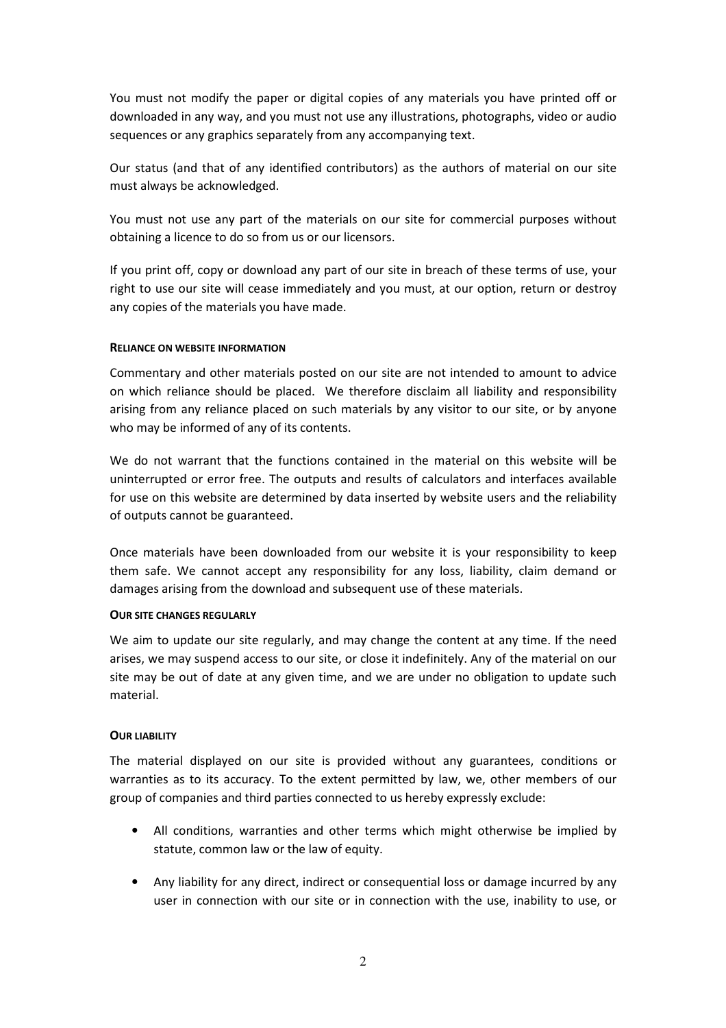You must not modify the paper or digital copies of any materials you have printed off or downloaded in any way, and you must not use any illustrations, photographs, video or audio sequences or any graphics separately from any accompanying text.

Our status (and that of any identified contributors) as the authors of material on our site must always be acknowledged.

You must not use any part of the materials on our site for commercial purposes without obtaining a licence to do so from us or our licensors.

If you print off, copy or download any part of our site in breach of these terms of use, your right to use our site will cease immediately and you must, at our option, return or destroy any copies of the materials you have made.

**RELIANCE ON WEBSITE INFORMATION**

Commentary and other materials posted on our site are not intended to amount to advice on which reliance should be placed. We therefore disclaim all liability and responsibility arising from any reliance placed on such materials by any visitor to our site, or by anyone who may be informed of any of its contents.

We do not warrant that the functions contained in the material on this website will be uninterrupted or error free. The outputs and results of calculators and interfaces available for use on this website are determined by data inserted by website users and the reliability of outputs cannot be guaranteed.

Once materials have been downloaded from our website it is your responsibility to keep them safe. We cannot accept any responsibility for any loss, liability, claim demand or damages arising from the download and subsequent use of these materials.

**OUR SITE CHANGES REGULARLY**

We aim to update our site regularly, and may change the content at any time. If the need arises, we may suspend access to our site, or close it indefinitely. Any of the material on our site may be out of date at any given time, and we are under no obligation to update such material.

**OUR LIABILITY**

The material displayed on our site is provided without any guarantees, conditions or warranties as to its accuracy. To the extent permitted by law, we, other members of our group of companies and third parties connected to us hereby expressly exclude:

- All conditions, warranties and other terms which might otherwise be implied by statute, common law or the law of equity.
- Any liability for any direct, indirect or consequential loss or damage incurred by any user in connection with our site or in connection with the use, inability to use, or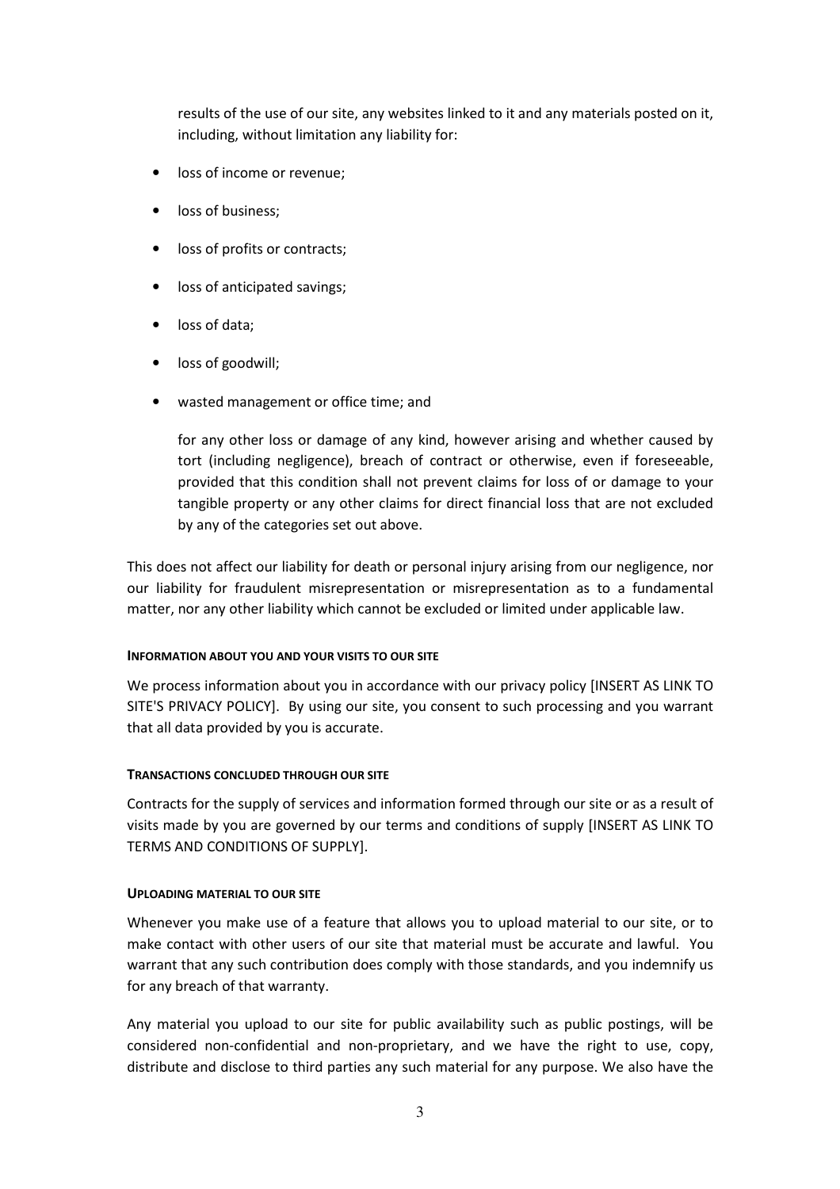results of the use of our site, any websites linked to it and any materials posted on it, including, without limitation any liability for:

- loss of income or revenue;
- loss of business;
- loss of profits or contracts;
- loss of anticipated savings;
- loss of data;
- loss of goodwill;
- wasted management or office time; and

  for any other loss or damage of any kind, however arising and whether caused by tort (including negligence), breach of contract or otherwise, even if foreseeable, provided that this condition shall not prevent claims for loss of or damage to your tangible property or any other claims for direct financial loss that are not excluded by any of the categories set out above.

This does not affect our liability for death or personal injury arising from our negligence, nor our liability for fraudulent misrepresentation or misrepresentation as to a fundamental matter, nor any other liability which cannot be excluded or limited under applicable law.

#### INFORMATION ABOUT YOU AND YOUR VISITS TO OUR SITE

We process information about you in accordance with our privacy policy [INSERT AS LINK TO SITE'S PRIVACY POLICY]. By using our site, you consent to such processing and you warrant that all data provided by you is accurate.

#### TRANSACTIONS CONCLUDED THROUGH OUR SITE

Contracts for the supply of services and information formed through our site or as a result of visits made by you are governed by our terms and conditions of supply [INSERT AS LINK TO TERMS AND CONDITIONS OF SUPPLY].

#### UPLOADING MATERIAL TO OUR SITE

Whenever you make use of a feature that allows you to upload material to our site, or to make contact with other users of our site that material must be accurate and lawful. You warrant that any such contribution does comply with those standards, and you indemnify us for any breach of that warranty.

Any material you upload to our site for public availability such as public postings, will be considered non-confidential and non-proprietary, and we have the right to use, copy, distribute and disclose to third parties any such material for any purpose. We also have the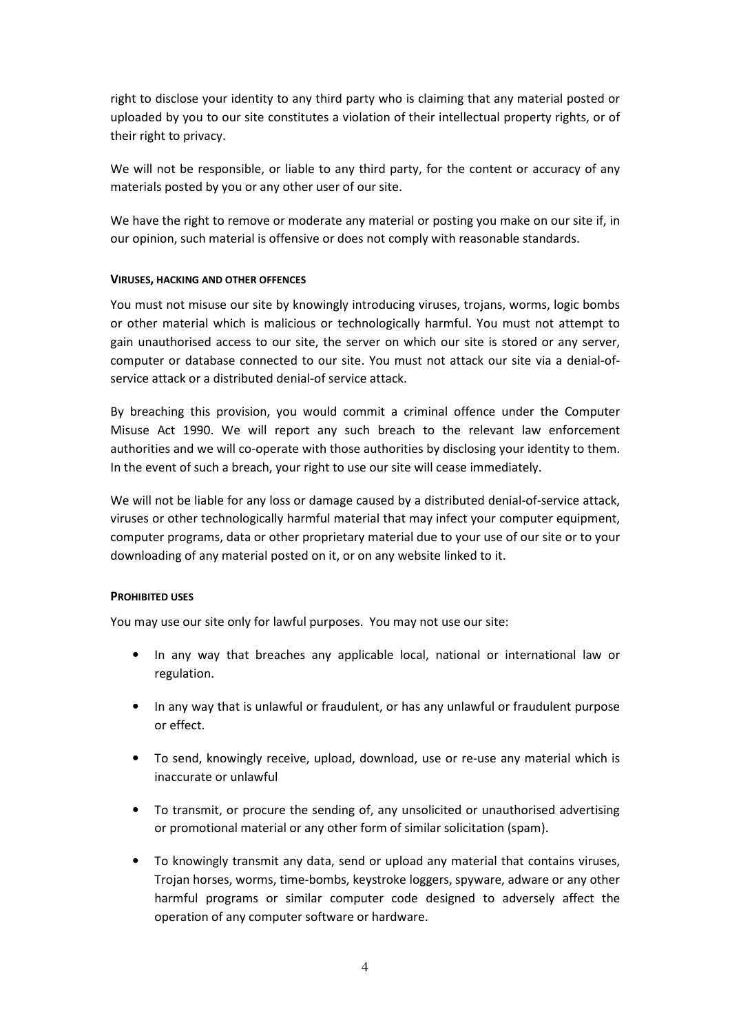right to disclose your identity to any third party who is claiming that any material posted or uploaded by you to our site constitutes a violation of their intellectual property rights, or of their right to privacy.

We will not be responsible, or liable to any third party, for the content or accuracy of any materials posted by you or any other user of our site.

We have the right to remove or moderate any material or posting you make on our site if, in our opinion, such material is offensive or does not comply with reasonable standards.

#### VIRUSES, HACKING AND OTHER OFFENCES

You must not misuse our site by knowingly introducing viruses, trojans, worms, logic bombs or other material which is malicious or technologically harmful. You must not attempt to gain unauthorised access to our site, the server on which our site is stored or any server, computer or database connected to our site. You must not attack our site via a denial-of-service attack or a distributed denial-of service attack.

By breaching this provision, you would commit a criminal offence under the Computer Misuse Act 1990. We will report any such breach to the relevant law enforcement authorities and we will co-operate with those authorities by disclosing your identity to them. In the event of such a breach, your right to use our site will cease immediately.

We will not be liable for any loss or damage caused by a distributed denial-of-service attack, viruses or other technologically harmful material that may infect your computer equipment, computer programs, data or other proprietary material due to your use of our site or to your downloading of any material posted on it, or on any website linked to it.

#### PROHIBITED USES

You may use our site only for lawful purposes. You may not use our site:

- In any way that breaches any applicable local, national or international law or regulation.
- In any way that is unlawful or fraudulent, or has any unlawful or fraudulent purpose or effect.
- To send, knowingly receive, upload, download, use or re-use any material which is inaccurate or unlawful
- To transmit, or procure the sending of, any unsolicited or unauthorised advertising or promotional material or any other form of similar solicitation (spam).
- To knowingly transmit any data, send or upload any material that contains viruses, Trojan horses, worms, time-bombs, keystroke loggers, spyware, adware or any other harmful programs or similar computer code designed to adversely affect the operation of any computer software or hardware.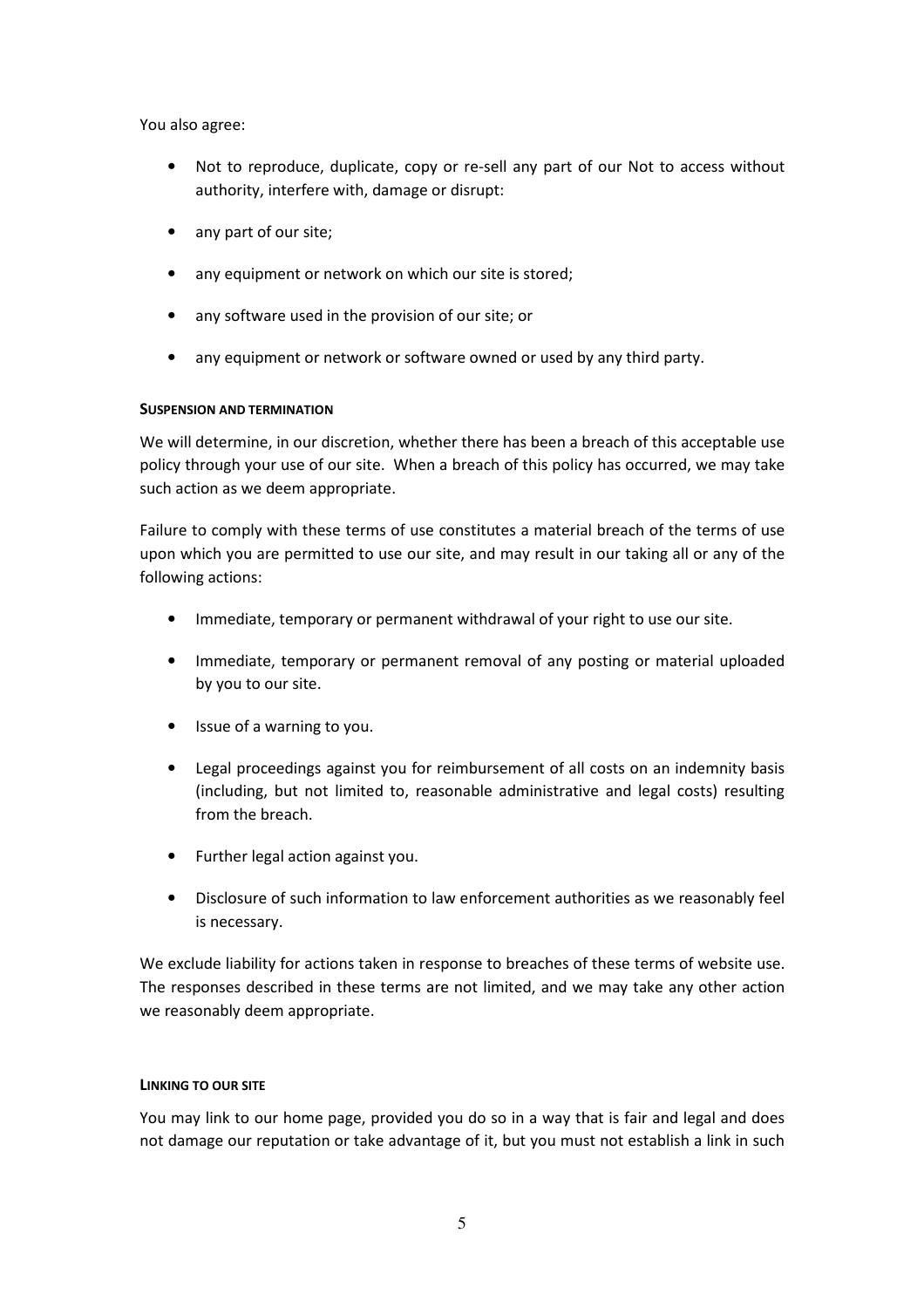You also agree:

- Not to reproduce, duplicate, copy or re-sell any part of our Not to access without authority, interfere with, damage or disrupt:
- any part of our site;
- any equipment or network on which our site is stored;
- any software used in the provision of our site; or
- any equipment or network or software owned or used by any third party.

#### **SUSPENSION AND TERMINATION**

We will determine, in our discretion, whether there has been a breach of this acceptable use policy through your use of our site. When a breach of this policy has occurred, we may take such action as we deem appropriate.

Failure to comply with these terms of use constitutes a material breach of the terms of use upon which you are permitted to use our site, and may result in our taking all or any of the following actions:

- Immediate, temporary or permanent withdrawal of your right to use our site.
- Immediate, temporary or permanent removal of any posting or material uploaded by you to our site.
- Issue of a warning to you.
- Legal proceedings against you for reimbursement of all costs on an indemnity basis (including, but not limited to, reasonable administrative and legal costs) resulting from the breach.
- Further legal action against you.
- Disclosure of such information to law enforcement authorities as we reasonably feel is necessary.

We exclude liability for actions taken in response to breaches of these terms of website use. The responses described in these terms are not limited, and we may take any other action we reasonably deem appropriate.

#### **LINKING TO OUR SITE**

You may link to our home page, provided you do so in a way that is fair and legal and does not damage our reputation or take advantage of it, but you must not establish a link in such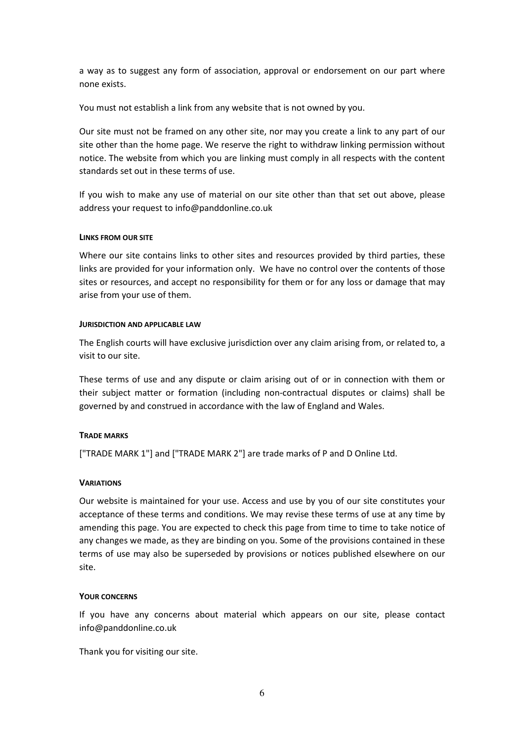a way as to suggest any form of association, approval or endorsement on our part where none exists.

You must not establish a link from any website that is not owned by you.

Our site must not be framed on any other site, nor may you create a link to any part of our site other than the home page. We reserve the right to withdraw linking permission without notice. The website from which you are linking must comply in all respects with the content standards set out in these terms of use.

If you wish to make any use of material on our site other than that set out above, please address your request to info@panddonline.co.uk

#### LINKS FROM OUR SITE

Where our site contains links to other sites and resources provided by third parties, these links are provided for your information only. We have no control over the contents of those sites or resources, and accept no responsibility for them or for any loss or damage that may arise from your use of them.

#### JURISDICTION AND APPLICABLE LAW

The English courts will have exclusive jurisdiction over any claim arising from, or related to, a visit to our site.

These terms of use and any dispute or claim arising out of or in connection with them or their subject matter or formation (including non-contractual disputes or claims) shall be governed by and construed in accordance with the law of England and Wales.

#### TRADE MARKS

["TRADE MARK 1"] and ["TRADE MARK 2"] are trade marks of P and D Online Ltd.

#### VARIATIONS

Our website is maintained for your use. Access and use by you of our site constitutes your acceptance of these terms and conditions. We may revise these terms of use at any time by amending this page. You are expected to check this page from time to time to take notice of any changes we made, as they are binding on you. Some of the provisions contained in these terms of use may also be superseded by provisions or notices published elsewhere on our site.

#### YOUR CONCERNS

If you have any concerns about material which appears on our site, please contact info@panddonline.co.uk

Thank you for visiting our site.